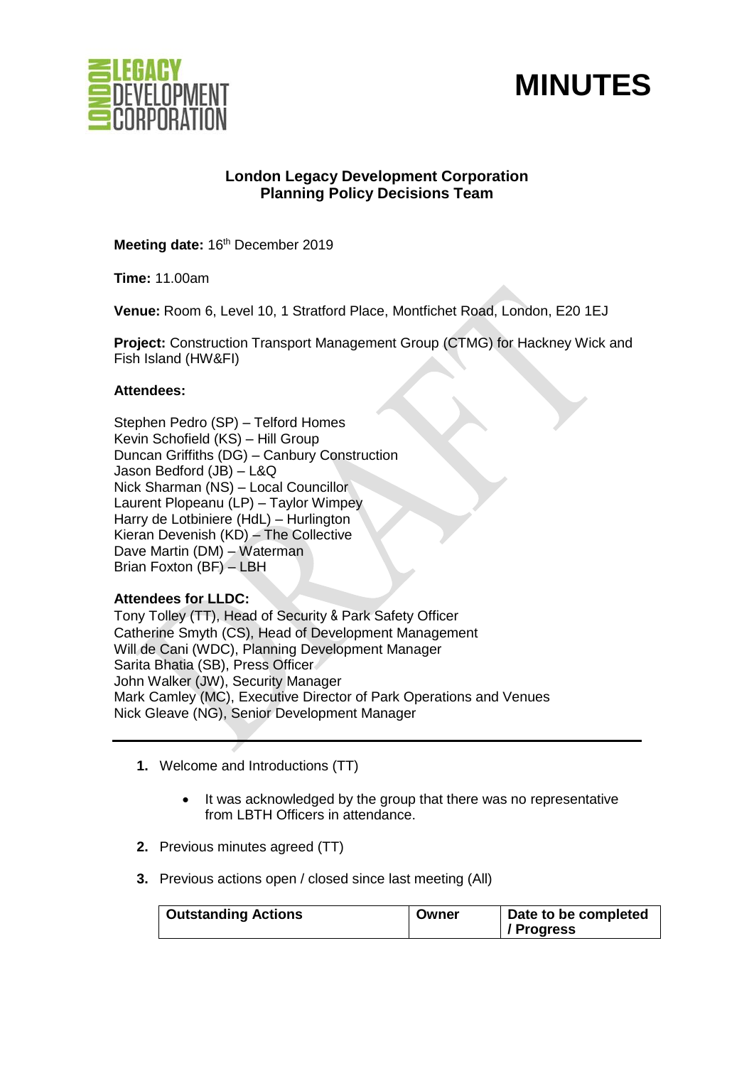# MINUTES

## London Legacy Development Corporation
## Planning Policy Decisions Team

**Meeting date:** 16th December 2019

**Time:** 11.00am

**Venue:** Room 6, Level 10, 1 Stratford Place, Montfichet Road, London, E20 1EJ

**Project:** Construction Transport Management Group (CTMG) for Hackney Wick and Fish Island (HW&FI)

**Attendees:**

Stephen Pedro (SP) – Telford Homes
Kevin Schofield (KS) – Hill Group
Duncan Griffiths (DG) – Canbury Construction
Jason Bedford (JB) – L&Q
Nick Sharman (NS) – Local Councillor
Laurent Plopeanu (LP) – Taylor Wimpey
Harry de Lotbiniere (HdL) – Hurlington
Kieran Devenish (KD) – The Collective
Dave Martin (DM) – Waterman
Brian Foxton (BF) – LBH

**Attendees for LLDC:**
Tony Tolley (TT), Head of Security & Park Safety Officer
Catherine Smyth (CS), Head of Development Management
Will de Cani (WDC), Planning Development Manager
Sarita Bhatia (SB), Press Officer
John Walker (JW), Security Manager
Mark Camley (MC), Executive Director of Park Operations and Venues
Nick Gleave (NG), Senior Development Manager

---

1. Welcome and Introductions (TT)

    - It was acknowledged by the group that there was no representative from LBTH Officers in attendance.

2. Previous minutes agreed (TT)

3. Previous actions open / closed since last meeting (All)

| Outstanding Actions | Owner | Date to be completed / Progress |
|---|---|---|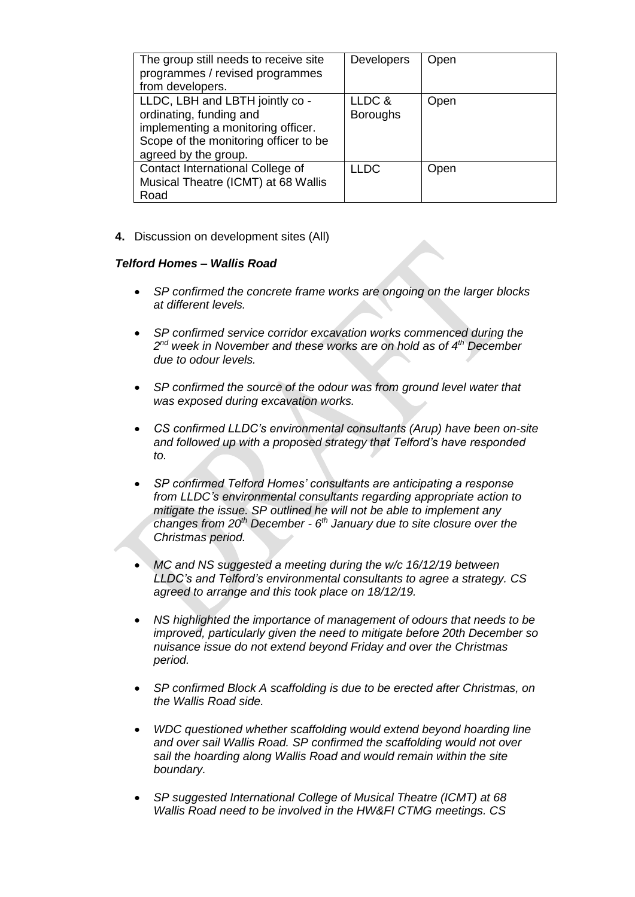| The group still needs to receive site programmes / revised programmes from developers. | Developers | Open |
|---|---|---|
| LLDC, LBH and LBTH jointly co - ordinating, funding and implementing a monitoring officer. Scope of the monitoring officer to be agreed by the group. | LLDC & Boroughs | Open |
| Contact International College of Musical Theatre (ICMT) at 68 Wallis Road | LLDC | Open |

**4.** Discussion on development sites (All)

***Telford Homes – Wallis Road***

- *SP confirmed the concrete frame works are ongoing on the larger blocks at different levels.*
- *SP confirmed service corridor excavation works commenced during the 2nd week in November and these works are on hold as of 4th December due to odour levels.*
- *SP confirmed the source of the odour was from ground level water that was exposed during excavation works.*
- *CS confirmed LLDC's environmental consultants (Arup) have been on-site and followed up with a proposed strategy that Telford's have responded to.*
- *SP confirmed Telford Homes' consultants are anticipating a response from LLDC's environmental consultants regarding appropriate action to mitigate the issue. SP outlined he will not be able to implement any changes from 20th December - 6th January due to site closure over the Christmas period.*
- *MC and NS suggested a meeting during the w/c 16/12/19 between LLDC's and Telford's environmental consultants to agree a strategy. CS agreed to arrange and this took place on 18/12/19.*
- *NS highlighted the importance of management of odours that needs to be improved, particularly given the need to mitigate before 20th December so nuisance issue do not extend beyond Friday and over the Christmas period.*
- *SP confirmed Block A scaffolding is due to be erected after Christmas, on the Wallis Road side.*
- *WDC questioned whether scaffolding would extend beyond hoarding line and over sail Wallis Road. SP confirmed the scaffolding would not over sail the hoarding along Wallis Road and would remain within the site boundary.*
- *SP suggested International College of Musical Theatre (ICMT) at 68 Wallis Road need to be involved in the HW&FI CTMG meetings. CS*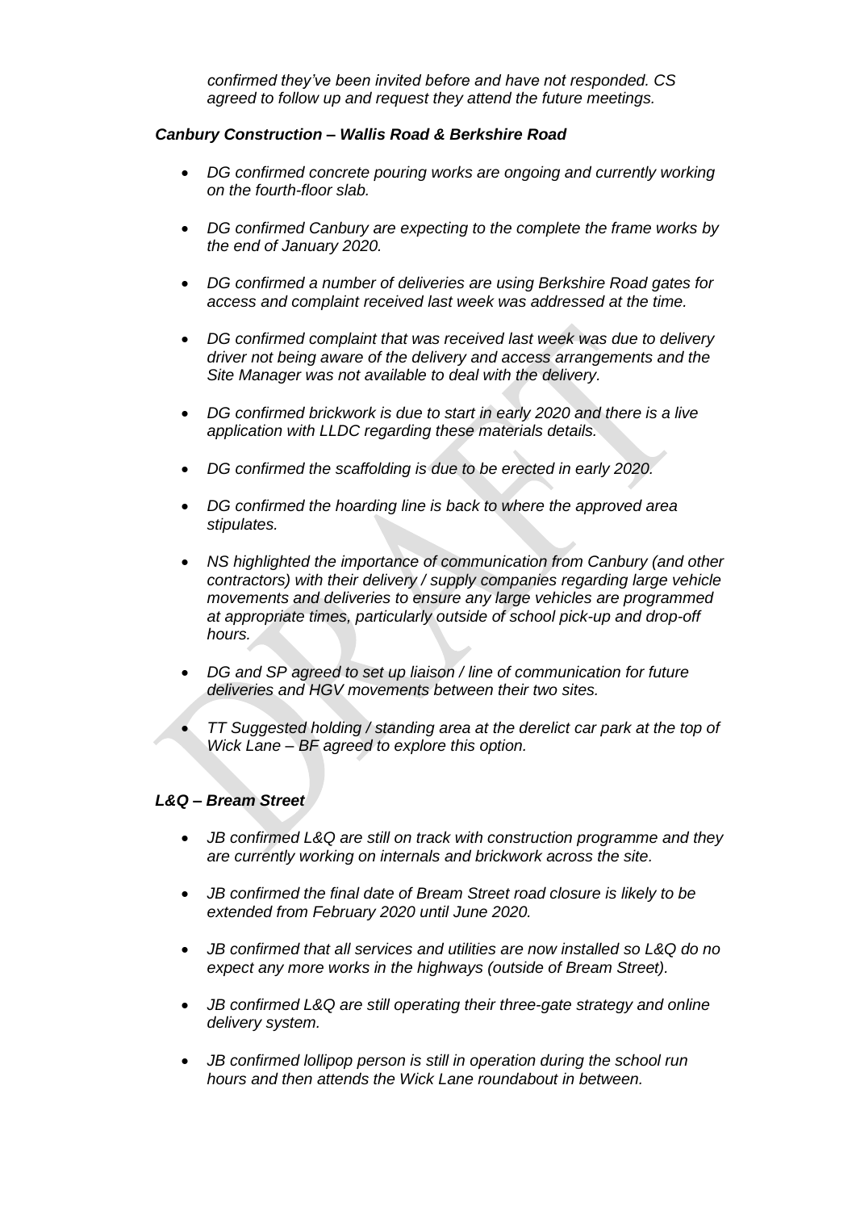*confirmed they've been invited before and have not responded. CS agreed to follow up and request they attend the future meetings.*

***Canbury Construction – Wallis Road & Berkshire Road***

- *DG confirmed concrete pouring works are ongoing and currently working on the fourth-floor slab.*
- *DG confirmed Canbury are expecting to the complete the frame works by the end of January 2020.*
- *DG confirmed a number of deliveries are using Berkshire Road gates for access and complaint received last week was addressed at the time.*
- *DG confirmed complaint that was received last week was due to delivery driver not being aware of the delivery and access arrangements and the Site Manager was not available to deal with the delivery.*
- *DG confirmed brickwork is due to start in early 2020 and there is a live application with LLDC regarding these materials details.*
- *DG confirmed the scaffolding is due to be erected in early 2020.*
- *DG confirmed the hoarding line is back to where the approved area stipulates.*
- *NS highlighted the importance of communication from Canbury (and other contractors) with their delivery / supply companies regarding large vehicle movements and deliveries to ensure any large vehicles are programmed at appropriate times, particularly outside of school pick-up and drop-off hours.*
- *DG and SP agreed to set up liaison / line of communication for future deliveries and HGV movements between their two sites.*
- *TT Suggested holding / standing area at the derelict car park at the top of Wick Lane – BF agreed to explore this option.*

***L&Q – Bream Street***

- *JB confirmed L&Q are still on track with construction programme and they are currently working on internals and brickwork across the site.*
- *JB confirmed the final date of Bream Street road closure is likely to be extended from February 2020 until June 2020.*
- *JB confirmed that all services and utilities are now installed so L&Q do no expect any more works in the highways (outside of Bream Street).*
- *JB confirmed L&Q are still operating their three-gate strategy and online delivery system.*
- *JB confirmed lollipop person is still in operation during the school run hours and then attends the Wick Lane roundabout in between.*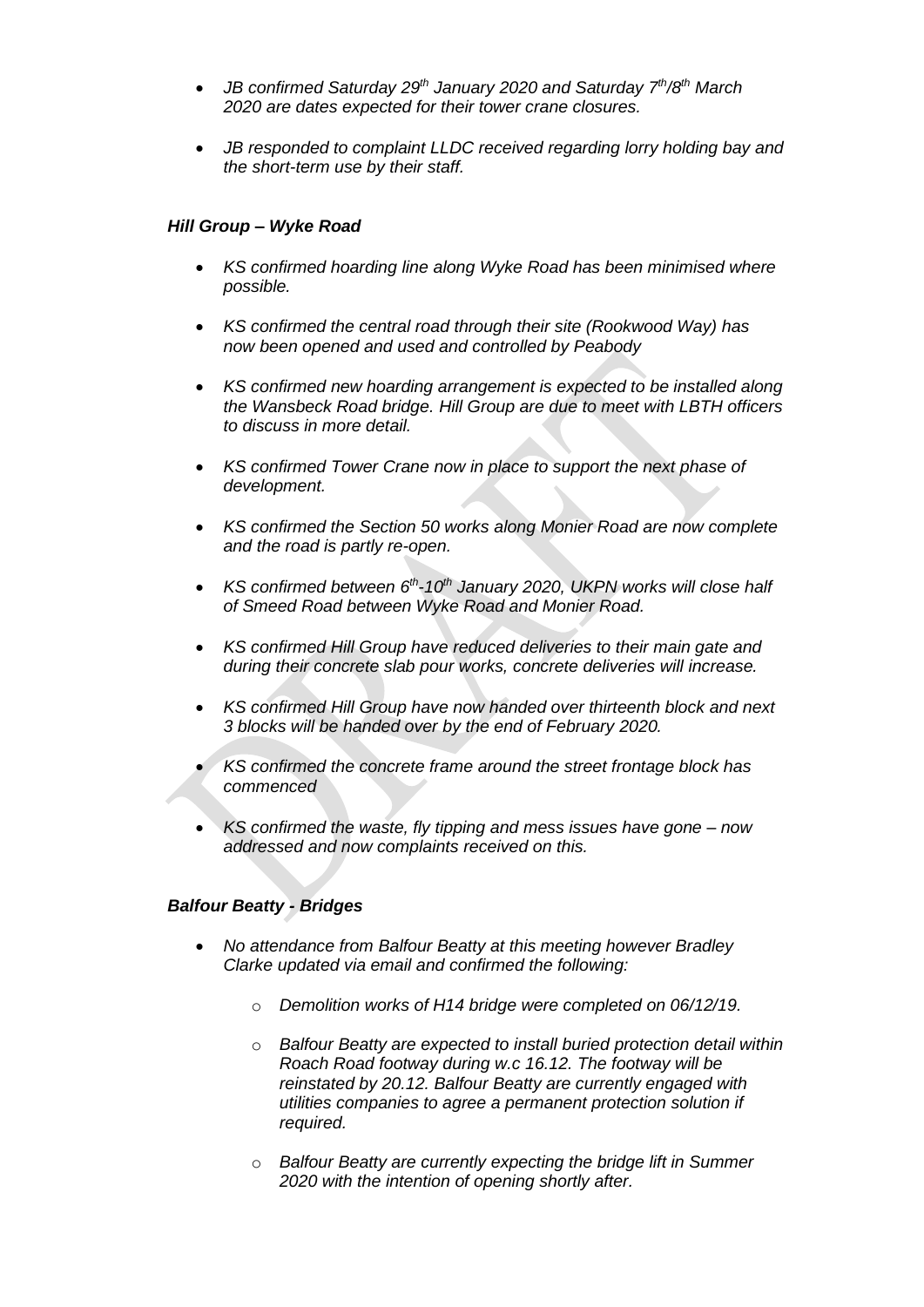- *JB confirmed Saturday 29th January 2020 and Saturday 7th/8th March 2020 are dates expected for their tower crane closures.*

- *JB responded to complaint LLDC received regarding lorry holding bay and the short-term use by their staff.*

***Hill Group – Wyke Road***

- *KS confirmed hoarding line along Wyke Road has been minimised where possible.*

- *KS confirmed the central road through their site (Rookwood Way) has now been opened and used and controlled by Peabody*

- *KS confirmed new hoarding arrangement is expected to be installed along the Wansbeck Road bridge. Hill Group are due to meet with LBTH officers to discuss in more detail.*

- *KS confirmed Tower Crane now in place to support the next phase of development.*

- *KS confirmed the Section 50 works along Monier Road are now complete and the road is partly re-open.*

- *KS confirmed between 6th-10th January 2020, UKPN works will close half of Smeed Road between Wyke Road and Monier Road.*

- *KS confirmed Hill Group have reduced deliveries to their main gate and during their concrete slab pour works, concrete deliveries will increase.*

- *KS confirmed Hill Group have now handed over thirteenth block and next 3 blocks will be handed over by the end of February 2020.*

- *KS confirmed the concrete frame around the street frontage block has commenced*

- *KS confirmed the waste, fly tipping and mess issues have gone – now addressed and now complaints received on this.*

***Balfour Beatty - Bridges***

- *No attendance from Balfour Beatty at this meeting however Bradley Clarke updated via email and confirmed the following:*

  - *Demolition works of H14 bridge were completed on 06/12/19.*

  - *Balfour Beatty are expected to install buried protection detail within Roach Road footway during w.c 16.12. The footway will be reinstated by 20.12. Balfour Beatty are currently engaged with utilities companies to agree a permanent protection solution if required.*

  - *Balfour Beatty are currently expecting the bridge lift in Summer 2020 with the intention of opening shortly after.*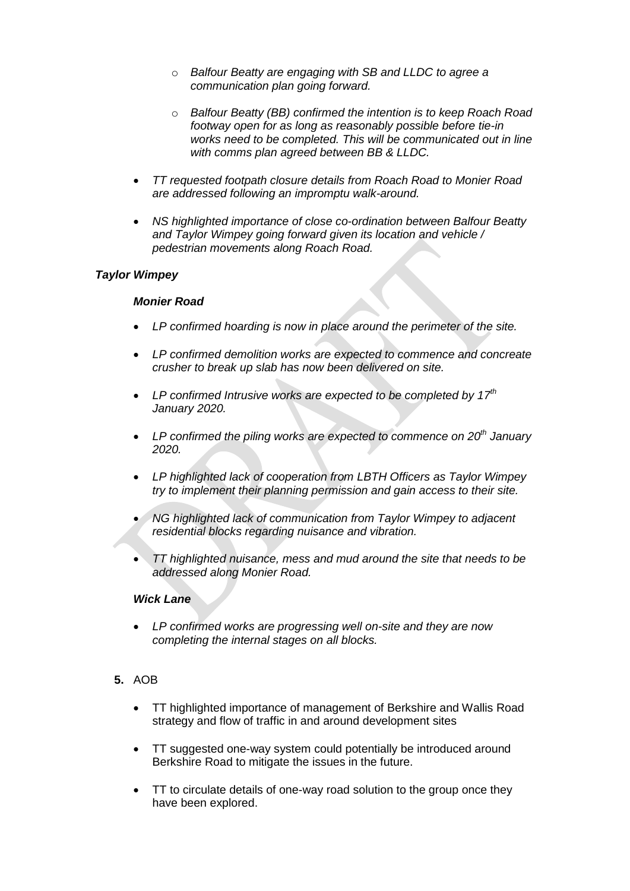- *Balfour Beatty are engaging with SB and LLDC to agree a communication plan going forward.*

- *Balfour Beatty (BB) confirmed the intention is to keep Roach Road footway open for as long as reasonably possible before tie-in works need to be completed. This will be communicated out in line with comms plan agreed between BB & LLDC.*

- *TT requested footpath closure details from Roach Road to Monier Road are addressed following an impromptu walk-around.*

- *NS highlighted importance of close co-ordination between Balfour Beatty and Taylor Wimpey going forward given its location and vehicle / pedestrian movements along Roach Road.*

***Taylor Wimpey***

***Monier Road***

- *LP confirmed hoarding is now in place around the perimeter of the site.*

- *LP confirmed demolition works are expected to commence and concreate crusher to break up slab has now been delivered on site.*

- *LP confirmed Intrusive works are expected to be completed by 17th January 2020.*

- *LP confirmed the piling works are expected to commence on 20th January 2020.*

- *LP highlighted lack of cooperation from LBTH Officers as Taylor Wimpey try to implement their planning permission and gain access to their site.*

- *NG highlighted lack of communication from Taylor Wimpey to adjacent residential blocks regarding nuisance and vibration.*

- *TT highlighted nuisance, mess and mud around the site that needs to be addressed along Monier Road.*

***Wick Lane***

- *LP confirmed works are progressing well on-site and they are now completing the internal stages on all blocks.*

**5.** AOB

- TT highlighted importance of management of Berkshire and Wallis Road strategy and flow of traffic in and around development sites

- TT suggested one-way system could potentially be introduced around Berkshire Road to mitigate the issues in the future.

- TT to circulate details of one-way road solution to the group once they have been explored.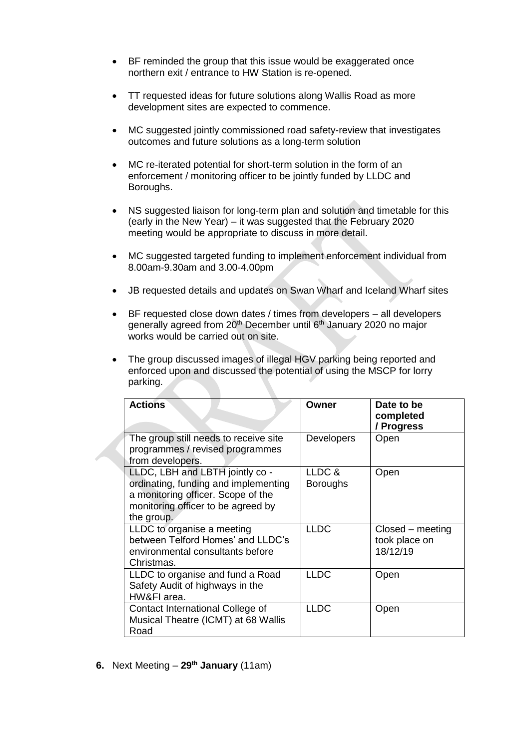- BF reminded the group that this issue would be exaggerated once northern exit / entrance to HW Station is re-opened.

- TT requested ideas for future solutions along Wallis Road as more development sites are expected to commence.

- MC suggested jointly commissioned road safety-review that investigates outcomes and future solutions as a long-term solution

- MC re-iterated potential for short-term solution in the form of an enforcement / monitoring officer to be jointly funded by LLDC and Boroughs.

- NS suggested liaison for long-term plan and solution and timetable for this (early in the New Year) – it was suggested that the February 2020 meeting would be appropriate to discuss in more detail.

- MC suggested targeted funding to implement enforcement individual from 8.00am-9.30am and 3.00-4.00pm

- JB requested details and updates on Swan Wharf and Iceland Wharf sites

- BF requested close down dates / times from developers – all developers generally agreed from 20th December until 6th January 2020 no major works would be carried out on site.

- The group discussed images of illegal HGV parking being reported and enforced upon and discussed the potential of using the MSCP for lorry parking.

| **Actions** | **Owner** | **Date to be completed / Progress** |
|---|---|---|
| The group still needs to receive site programmes / revised programmes from developers. | Developers | Open |
| LLDC, LBH and LBTH jointly co - ordinating, funding and implementing a monitoring officer. Scope of the monitoring officer to be agreed by the group. | LLDC & Boroughs | Open |
| LLDC to organise a meeting between Telford Homes' and LLDC's environmental consultants before Christmas. | LLDC | Closed – meeting took place on 18/12/19 |
| LLDC to organise and fund a Road Safety Audit of highways in the HW&FI area. | LLDC | Open |
| Contact International College of Musical Theatre (ICMT) at 68 Wallis Road | LLDC | Open |

**6.** Next Meeting – **29th January** (11am)